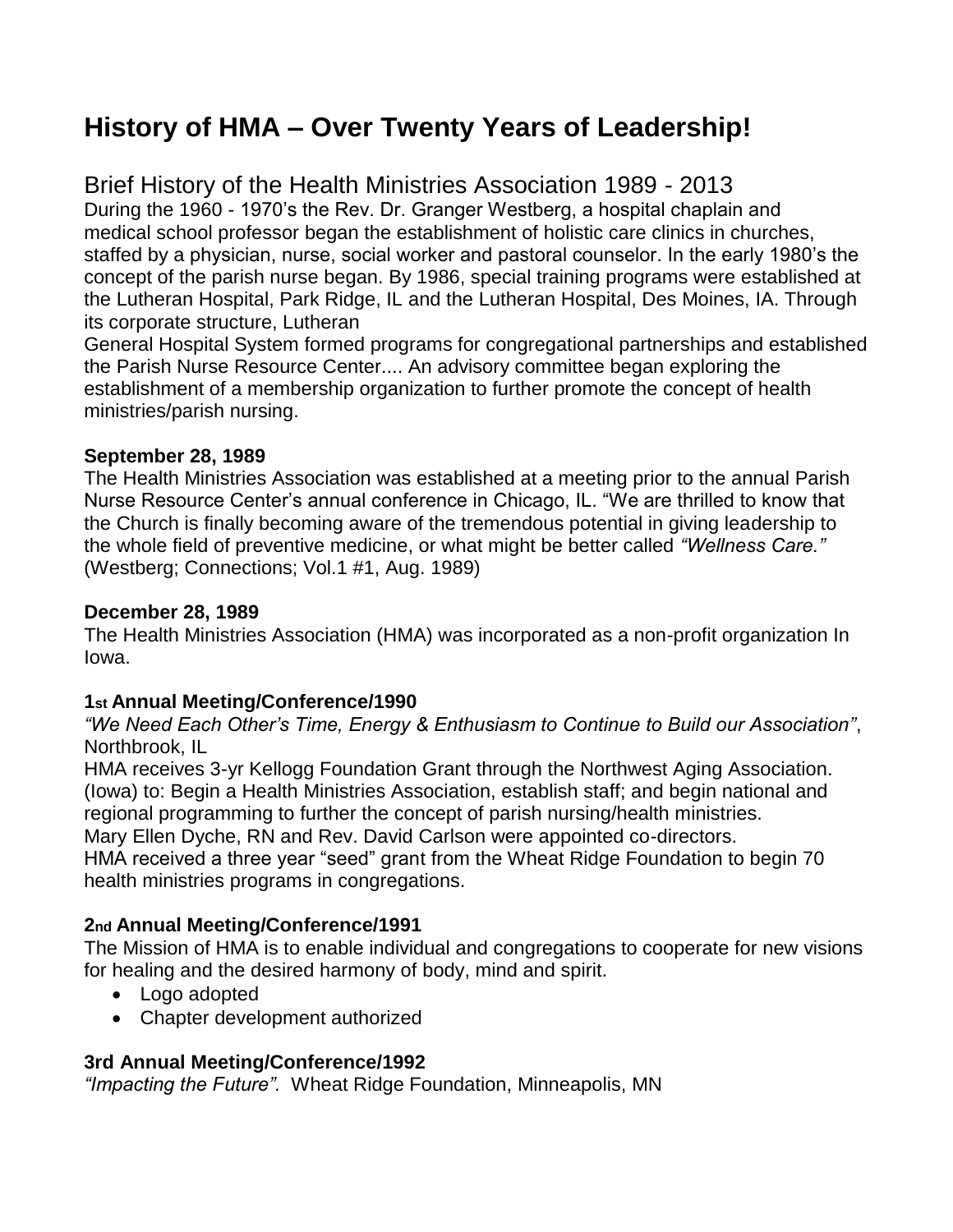# History of HMA – Over Twenty Years of Leadership!

## Brief History of the Health Ministries Association 1989 - 2013

During the 1960 - 1970's the Rev. Dr. Granger Westberg, a hospital chaplain and medical school professor began the establishment of holistic care clinics in churches, staffed by a physician, nurse, social worker and pastoral counselor. In the early 1980's the concept of the parish nurse began. By 1986, special training programs were established at the Lutheran Hospital, Park Ridge, IL and the Lutheran Hospital, Des Moines, IA. Through its corporate structure, Lutheran General Hospital System formed programs for congregational partnerships and established the Parish Nurse Resource Center.... An advisory committee began exploring the establishment of a membership organization to further promote the concept of health ministries/parish nursing.

**September 28, 1989**

The Health Ministries Association was established at a meeting prior to the annual Parish Nurse Resource Center's annual conference in Chicago, IL. "We are thrilled to know that the Church is finally becoming aware of the tremendous potential in giving leadership to the whole field of preventive medicine, or what might be better called *"Wellness Care."* (Westberg; Connections; Vol.1 #1, Aug. 1989)

**December 28, 1989**

The Health Ministries Association (HMA) was incorporated as a non-profit organization In Iowa.

**1st Annual Meeting/Conference/1990**

*"We Need Each Other's Time, Energy & Enthusiasm to Continue to Build our Association"*, Northbrook, IL

HMA receives 3-yr Kellogg Foundation Grant through the Northwest Aging Association. (Iowa) to: Begin a Health Ministries Association, establish staff; and begin national and regional programming to further the concept of parish nursing/health ministries.

Mary Ellen Dyche, RN and Rev. David Carlson were appointed co-directors.

HMA received a three year "seed" grant from the Wheat Ridge Foundation to begin 70 health ministries programs in congregations.

**2nd Annual Meeting/Conference/1991**

The Mission of HMA is to enable individual and congregations to cooperate for new visions for healing and the desired harmony of body, mind and spirit.

- Logo adopted
- Chapter development authorized

**3rd Annual Meeting/Conference/1992**

*"Impacting the Future".* Wheat Ridge Foundation, Minneapolis, MN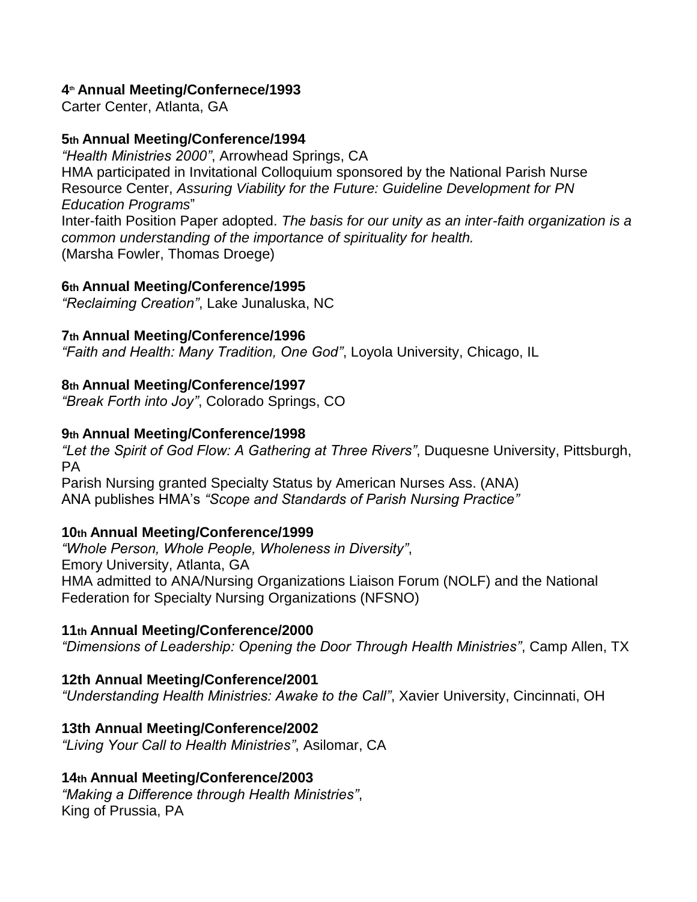**4th Annual Meeting/Confernece/1993**
Carter Center, Atlanta, GA

**5th Annual Meeting/Conference/1994**
*"Health Ministries 2000"*, Arrowhead Springs, CA
HMA participated in Invitational Colloquium sponsored by the National Parish Nurse Resource Center, *Assuring Viability for the Future: Guideline Development for PN Education Programs*"
Inter-faith Position Paper adopted. *The basis for our unity as an inter-faith organization is a common understanding of the importance of spirituality for health.*
(Marsha Fowler, Thomas Droege)

**6th Annual Meeting/Conference/1995**
*"Reclaiming Creation"*, Lake Junaluska, NC

**7th Annual Meeting/Conference/1996**
*"Faith and Health: Many Tradition, One God"*, Loyola University, Chicago, IL

**8th Annual Meeting/Conference/1997**
*"Break Forth into Joy"*, Colorado Springs, CO

**9th Annual Meeting/Conference/1998**
*"Let the Spirit of God Flow: A Gathering at Three Rivers"*, Duquesne University, Pittsburgh, PA
Parish Nursing granted Specialty Status by American Nurses Ass. (ANA)
ANA publishes HMA's *"Scope and Standards of Parish Nursing Practice"*

**10th Annual Meeting/Conference/1999**
*"Whole Person, Whole People, Wholeness in Diversity"*,
Emory University, Atlanta, GA
HMA admitted to ANA/Nursing Organizations Liaison Forum (NOLF) and the National Federation for Specialty Nursing Organizations (NFSNO)

**11th Annual Meeting/Conference/2000**
*"Dimensions of Leadership: Opening the Door Through Health Ministries"*, Camp Allen, TX

**12th Annual Meeting/Conference/2001**
*"Understanding Health Ministries: Awake to the Call"*, Xavier University, Cincinnati, OH

**13th Annual Meeting/Conference/2002**
*"Living Your Call to Health Ministries"*, Asilomar, CA

**14th Annual Meeting/Conference/2003**
*"Making a Difference through Health Ministries"*,
King of Prussia, PA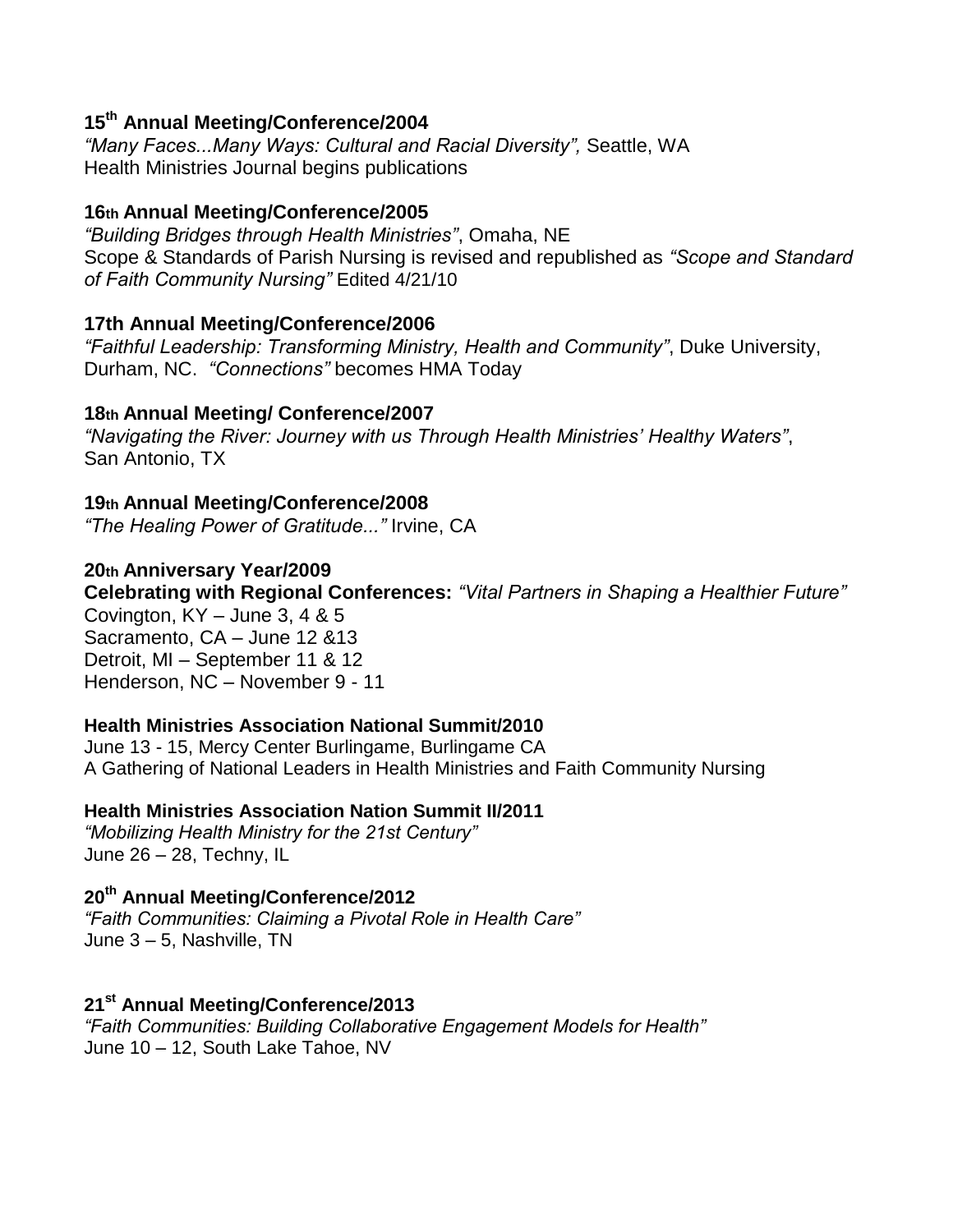### 15th Annual Meeting/Conference/2004

*"Many Faces...Many Ways: Cultural and Racial Diversity",* Seattle, WA
Health Ministries Journal begins publications

### 16th Annual Meeting/Conference/2005

*"Building Bridges through Health Ministries"*, Omaha, NE
Scope & Standards of Parish Nursing is revised and republished as *"Scope and Standard of Faith Community Nursing"* Edited 4/21/10

### 17th Annual Meeting/Conference/2006

*"Faithful Leadership: Transforming Ministry, Health and Community"*, Duke University, Durham, NC. *"Connections"* becomes HMA Today

### 18th Annual Meeting/ Conference/2007

*"Navigating the River: Journey with us Through Health Ministries' Healthy Waters"*, San Antonio, TX

### 19th Annual Meeting/Conference/2008

*"The Healing Power of Gratitude..."* Irvine, CA

### 20th Anniversary Year/2009

**Celebrating with Regional Conferences:** *"Vital Partners in Shaping a Healthier Future"*
Covington, KY – June 3, 4 & 5
Sacramento, CA – June 12 &13
Detroit, MI – September 11 & 12
Henderson, NC – November 9 - 11

### Health Ministries Association National Summit/2010

June 13 - 15, Mercy Center Burlingame, Burlingame CA
A Gathering of National Leaders in Health Ministries and Faith Community Nursing

### Health Ministries Association Nation Summit II/2011

*"Mobilizing Health Ministry for the 21st Century"*
June 26 – 28, Techny, IL

### 20th Annual Meeting/Conference/2012

*"Faith Communities: Claiming a Pivotal Role in Health Care"*
June 3 – 5, Nashville, TN

### 21st Annual Meeting/Conference/2013

*"Faith Communities: Building Collaborative Engagement Models for Health"*
June 10 – 12, South Lake Tahoe, NV